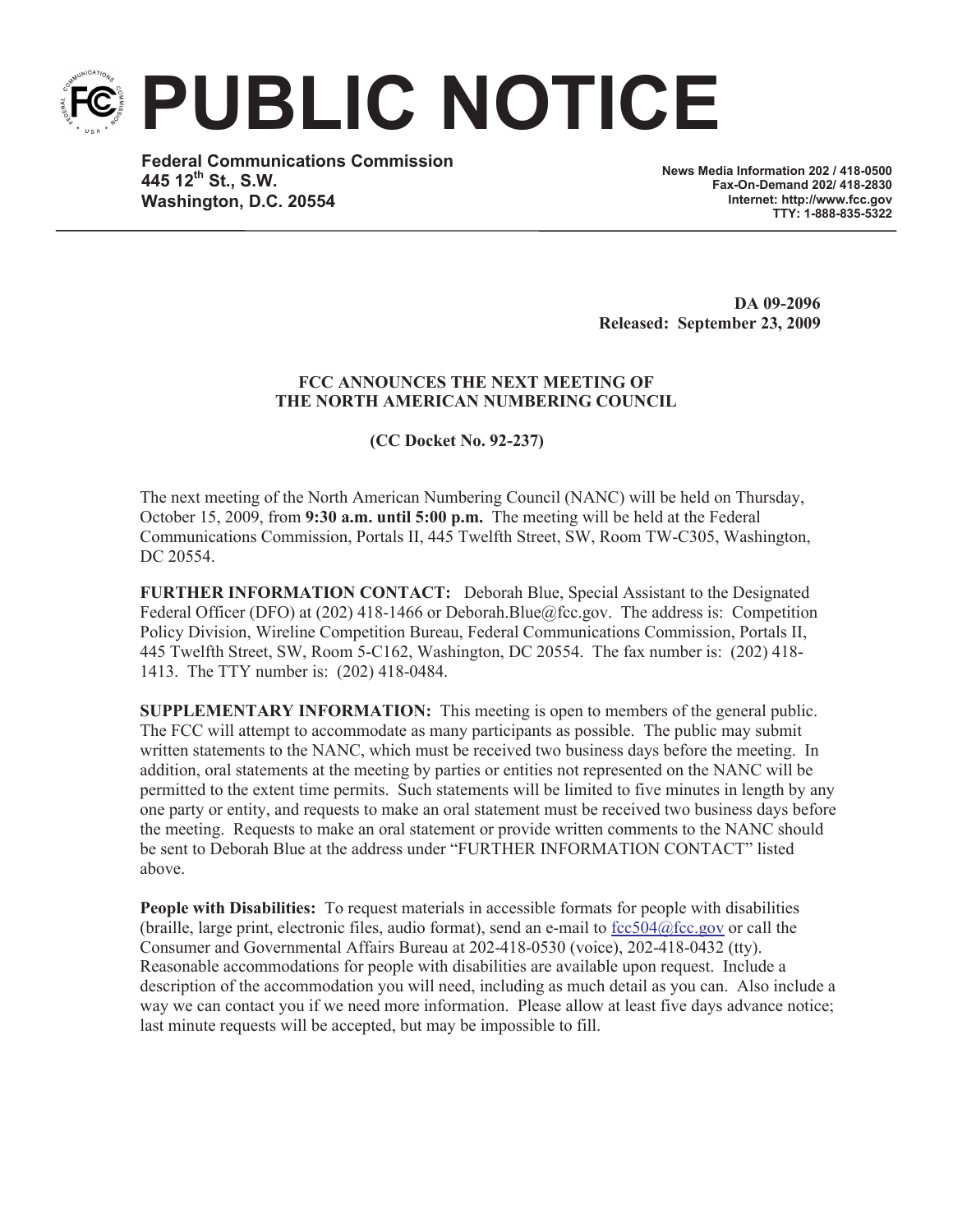# PUBLIC NOTICE

**Federal Communications Commission**
**445 12th St., S.W.**
**Washington, D.C. 20554**

**News Media Information 202 / 418-0500**
**Fax-On-Demand 202/ 418-2830**
**Internet: http://www.fcc.gov**
**TTY: 1-888-835-5322**

**DA 09-2096**
**Released: September 23, 2009**

**FCC ANNOUNCES THE NEXT MEETING OF THE NORTH AMERICAN NUMBERING COUNCIL**

**(CC Docket No. 92-237)**

The next meeting of the North American Numbering Council (NANC) will be held on Thursday, October 15, 2009, from **9:30 a.m. until 5:00 p.m.** The meeting will be held at the Federal Communications Commission, Portals II, 445 Twelfth Street, SW, Room TW-C305, Washington, DC 20554.

**FURTHER INFORMATION CONTACT:** Deborah Blue, Special Assistant to the Designated Federal Officer (DFO) at (202) 418-1466 or Deborah.Blue@fcc.gov. The address is: Competition Policy Division, Wireline Competition Bureau, Federal Communications Commission, Portals II, 445 Twelfth Street, SW, Room 5-C162, Washington, DC 20554. The fax number is: (202) 418-1413. The TTY number is: (202) 418-0484.

**SUPPLEMENTARY INFORMATION:** This meeting is open to members of the general public. The FCC will attempt to accommodate as many participants as possible. The public may submit written statements to the NANC, which must be received two business days before the meeting. In addition, oral statements at the meeting by parties or entities not represented on the NANC will be permitted to the extent time permits. Such statements will be limited to five minutes in length by any one party or entity, and requests to make an oral statement must be received two business days before the meeting. Requests to make an oral statement or provide written comments to the NANC should be sent to Deborah Blue at the address under "FURTHER INFORMATION CONTACT" listed above.

**People with Disabilities:** To request materials in accessible formats for people with disabilities (braille, large print, electronic files, audio format), send an e-mail to fcc504@fcc.gov or call the Consumer and Governmental Affairs Bureau at 202-418-0530 (voice), 202-418-0432 (tty). Reasonable accommodations for people with disabilities are available upon request. Include a description of the accommodation you will need, including as much detail as you can. Also include a way we can contact you if we need more information. Please allow at least five days advance notice; last minute requests will be accepted, but may be impossible to fill.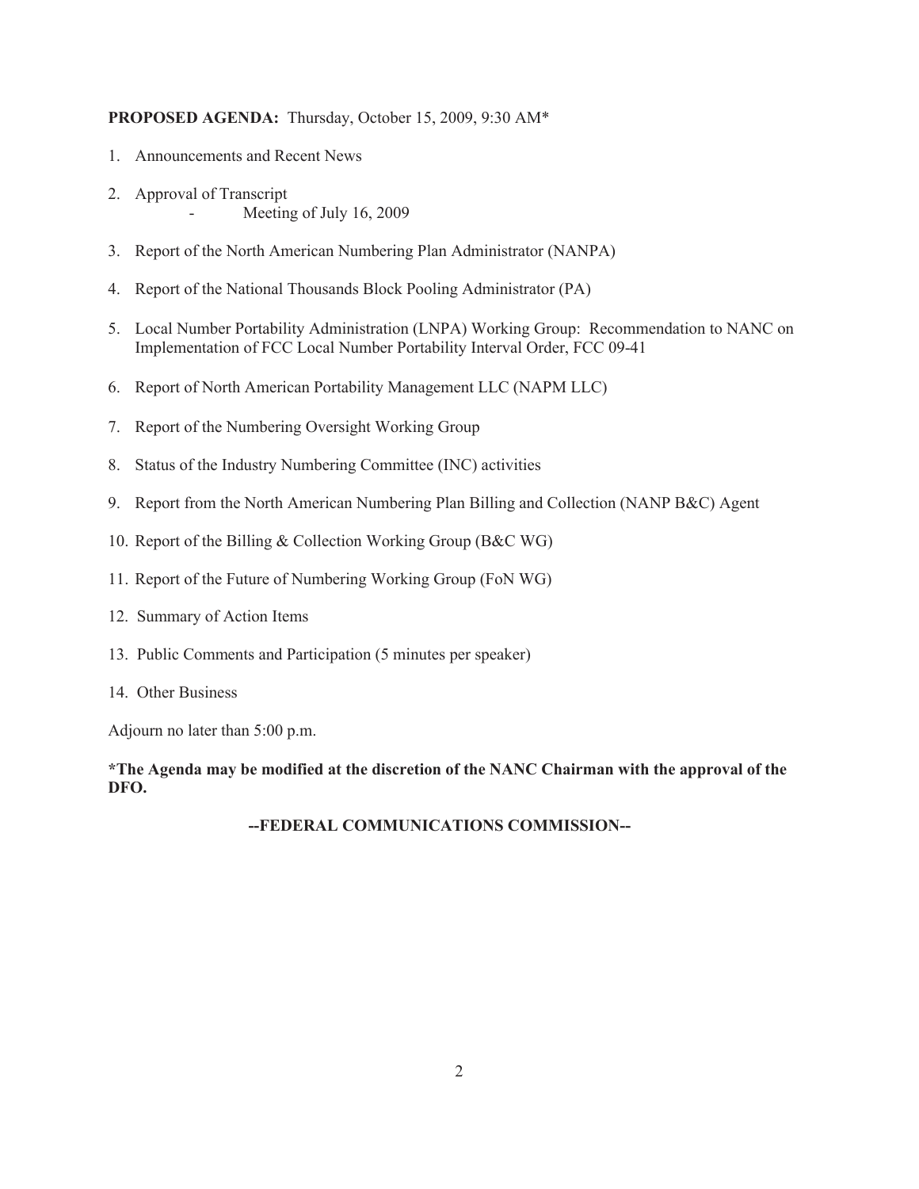**PROPOSED AGENDA:** Thursday, October 15, 2009, 9:30 AM*

1. Announcements and Recent News
2. Approval of Transcript
   - Meeting of July 16, 2009
3. Report of the North American Numbering Plan Administrator (NANPA)
4. Report of the National Thousands Block Pooling Administrator (PA)
5. Local Number Portability Administration (LNPA) Working Group: Recommendation to NANC on Implementation of FCC Local Number Portability Interval Order, FCC 09-41
6. Report of North American Portability Management LLC (NAPM LLC)
7. Report of the Numbering Oversight Working Group
8. Status of the Industry Numbering Committee (INC) activities
9. Report from the North American Numbering Plan Billing and Collection (NANP B&C) Agent
10. Report of the Billing & Collection Working Group (B&C WG)
11. Report of the Future of Numbering Working Group (FoN WG)
12. Summary of Action Items
13. Public Comments and Participation (5 minutes per speaker)
14. Other Business

Adjourn no later than 5:00 p.m.

**\*The Agenda may be modified at the discretion of the NANC Chairman with the approval of the DFO.**

**--FEDERAL COMMUNICATIONS COMMISSION--**